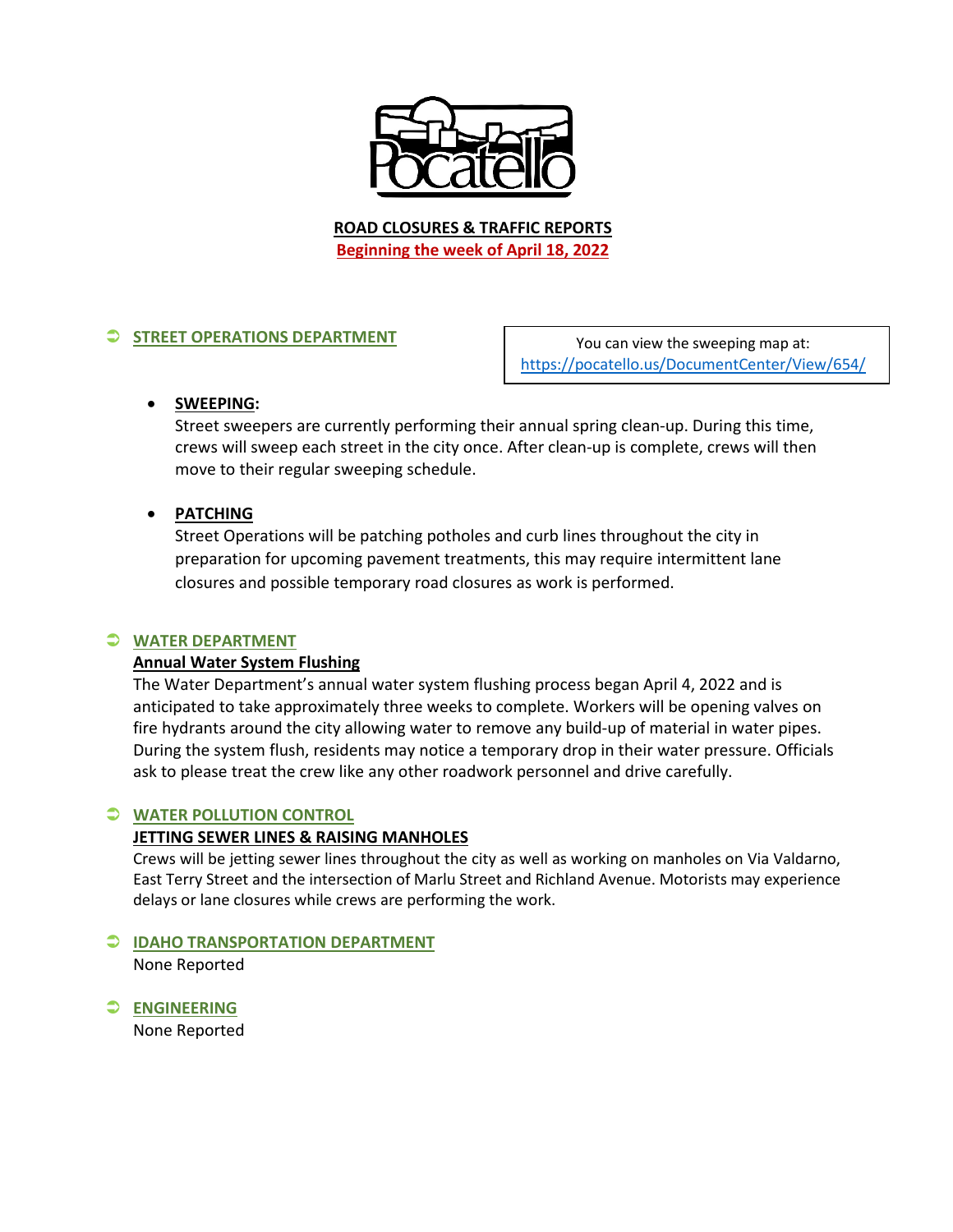Pocatello

# ROAD CLOSURES & TRAFFIC REPORTS

**Beginning the week of April 18, 2022**

## STREET OPERATIONS DEPARTMENT

You can view the sweeping map at: https://pocatello.us/DocumentCenter/View/654/

- **SWEEPING:**
  Street sweepers are currently performing their annual spring clean-up. During this time, crews will sweep each street in the city once. After clean-up is complete, crews will then move to their regular sweeping schedule.

- **PATCHING**
  Street Operations will be patching potholes and curb lines throughout the city in preparation for upcoming pavement treatments, this may require intermittent lane closures and possible temporary road closures as work is performed.

## WATER DEPARTMENT

**Annual Water System Flushing**

The Water Department's annual water system flushing process began April 4, 2022 and is anticipated to take approximately three weeks to complete. Workers will be opening valves on fire hydrants around the city allowing water to remove any build-up of material in water pipes. During the system flush, residents may notice a temporary drop in their water pressure. Officials ask to please treat the crew like any other roadwork personnel and drive carefully.

## WATER POLLUTION CONTROL

**JETTING SEWER LINES & RAISING MANHOLES**

Crews will be jetting sewer lines throughout the city as well as working on manholes on Via Valdarno, East Terry Street and the intersection of Marlu Street and Richland Avenue. Motorists may experience delays or lane closures while crews are performing the work.

## IDAHO TRANSPORTATION DEPARTMENT

None Reported

## ENGINEERING

None Reported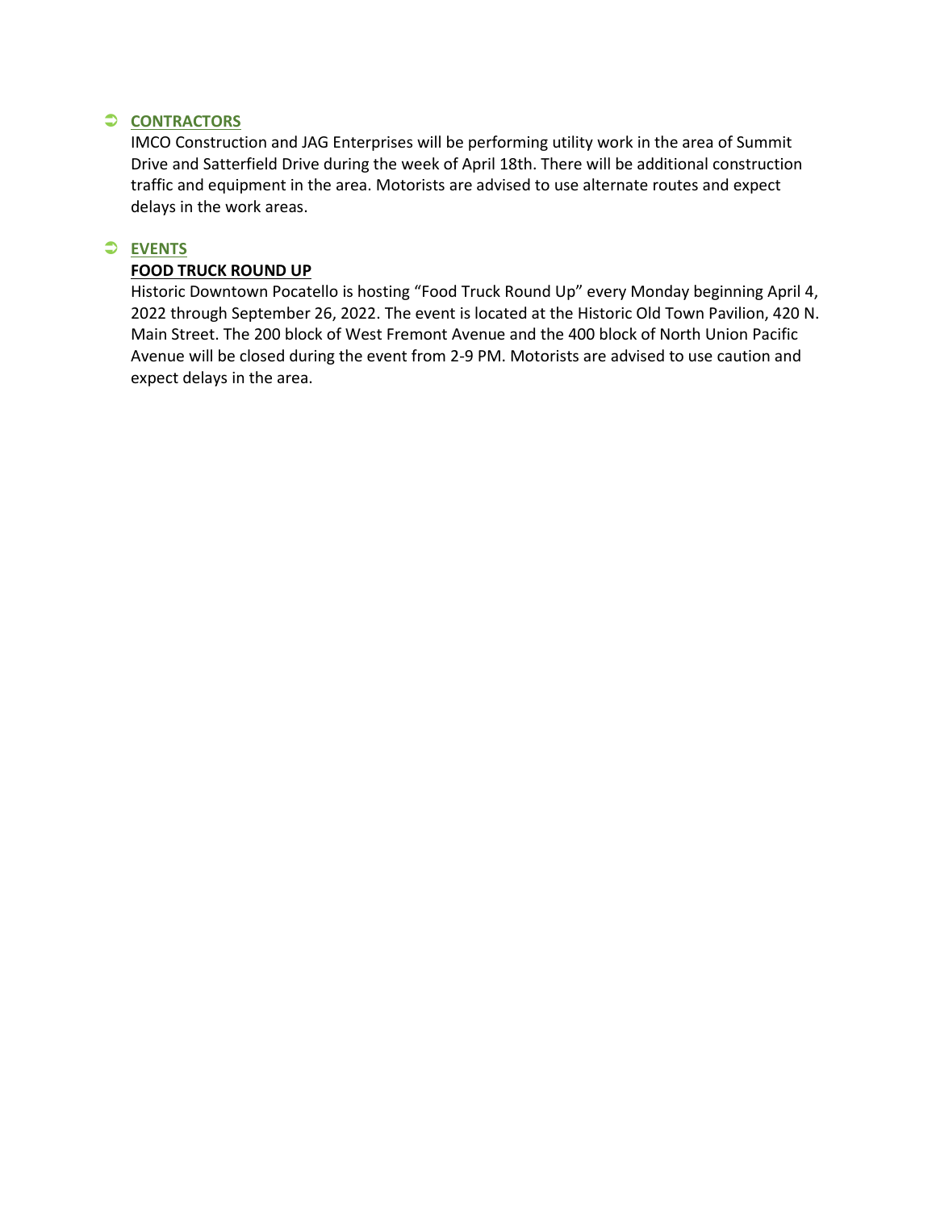## CONTRACTORS

IMCO Construction and JAG Enterprises will be performing utility work in the area of Summit Drive and Satterfield Drive during the week of April 18th. There will be additional construction traffic and equipment in the area. Motorists are advised to use alternate routes and expect delays in the work areas.

## EVENTS

### FOOD TRUCK ROUND UP

Historic Downtown Pocatello is hosting "Food Truck Round Up" every Monday beginning April 4, 2022 through September 26, 2022. The event is located at the Historic Old Town Pavilion, 420 N. Main Street. The 200 block of West Fremont Avenue and the 400 block of North Union Pacific Avenue will be closed during the event from 2-9 PM. Motorists are advised to use caution and expect delays in the area.